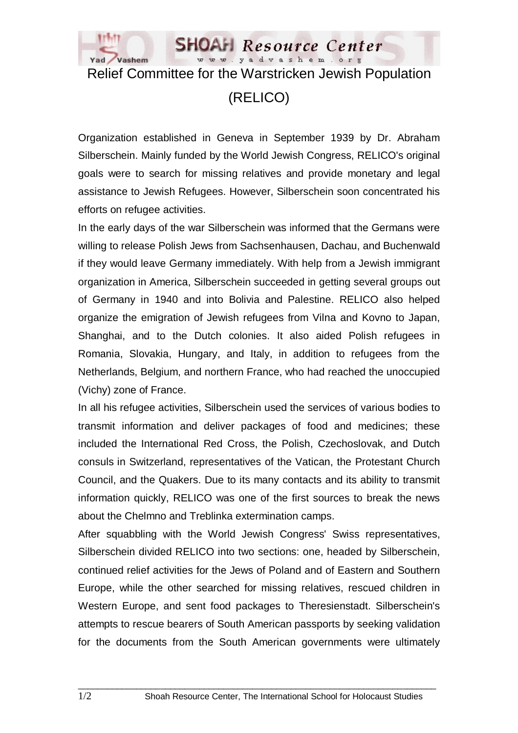# Relief Committee for the Warstricken Jewish Population (RELICO)

Organization established in Geneva in September 1939 by Dr. Abraham Silberschein. Mainly funded by the World Jewish Congress, RELICO's original goals were to search for missing relatives and provide monetary and legal assistance to Jewish Refugees. However, Silberschein soon concentrated his efforts on refugee activities.

In the early days of the war Silberschein was informed that the Germans were willing to release Polish Jews from Sachsenhausen, Dachau, and Buchenwald if they would leave Germany immediately. With help from a Jewish immigrant organization in America, Silberschein succeeded in getting several groups out of Germany in 1940 and into Bolivia and Palestine. RELICO also helped organize the emigration of Jewish refugees from Vilna and Kovno to Japan, Shanghai, and to the Dutch colonies. It also aided Polish refugees in Romania, Slovakia, Hungary, and Italy, in addition to refugees from the Netherlands, Belgium, and northern France, who had reached the unoccupied (Vichy) zone of France.

In all his refugee activities, Silberschein used the services of various bodies to transmit information and deliver packages of food and medicines; these included the International Red Cross, the Polish, Czechoslovak, and Dutch consuls in Switzerland, representatives of the Vatican, the Protestant Church Council, and the Quakers. Due to its many contacts and its ability to transmit information quickly, RELICO was one of the first sources to break the news about the Chelmno and Treblinka extermination camps.

After squabbling with the World Jewish Congress' Swiss representatives, Silberschein divided RELICO into two sections: one, headed by Silberschein, continued relief activities for the Jews of Poland and of Eastern and Southern Europe, while the other searched for missing relatives, rescued children in Western Europe, and sent food packages to Theresienstadt. Silberschein's attempts to rescue bearers of South American passports by seeking validation for the documents from the South American governments were ultimately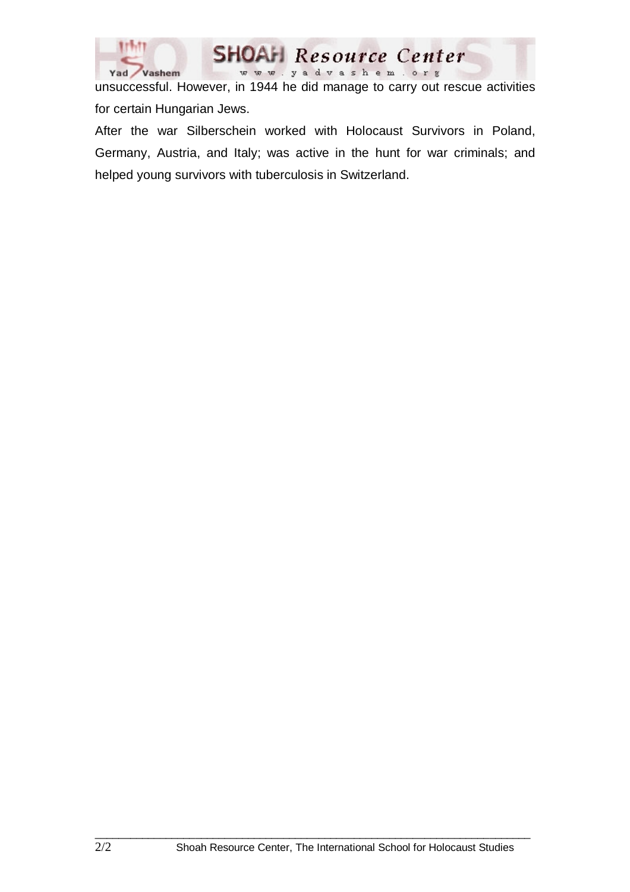unsuccessful. However, in 1944 he did manage to carry out rescue activities for certain Hungarian Jews.

After the war Silberschein worked with Holocaust Survivors in Poland, Germany, Austria, and Italy; was active in the hunt for war criminals; and helped young survivors with tuberculosis in Switzerland.